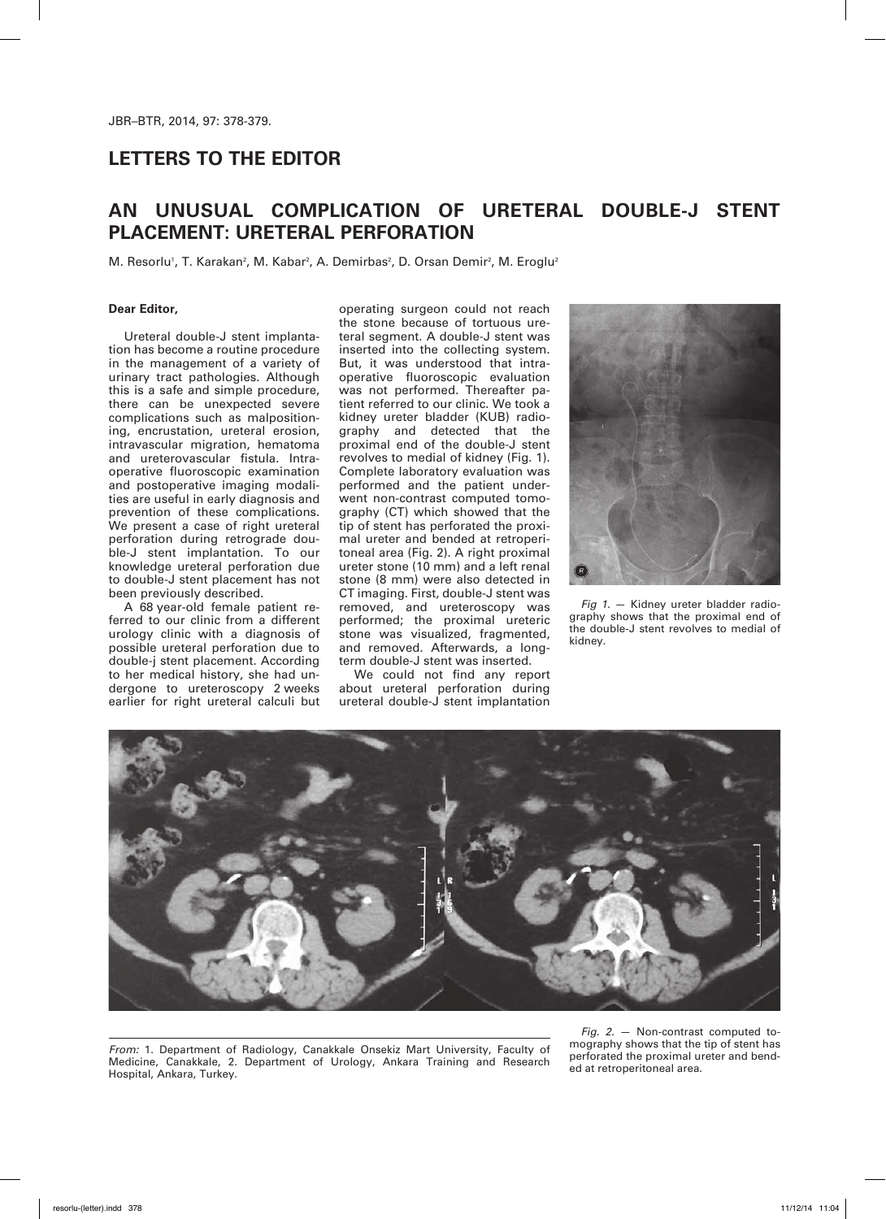## LETTERS TO THE EDITOR

# AN UNUSUAL COMPLICATION OF URETERAL DOUBLE-J STENT PLACEMENT: URETERAL PERFORATION

M. Resorlu[1], T. Karakan[2], M. Kabar[2], A. Demirbas[2], D. Orsan Demir[2], M. Eroglu[2]

**Dear Editor,**

Ureteral double-J stent implantation has become a routine procedure in the management of a variety of urinary tract pathologies. Although this is a safe and simple procedure, there can be unexpected severe complications such as malpositioning, encrustation, ureteral erosion, intravascular migration, hematoma and ureterovascular fistula. Intraoperative fluoroscopic examination and postoperative imaging modalities are useful in early diagnosis and prevention of these complications. We present a case of right ureteral perforation during retrograde double-J stent implantation. To our knowledge ureteral perforation due to double-J stent placement has not been previously described.

A 68 year-old female patient referred to our clinic from a different urology clinic with a diagnosis of possible ureteral perforation due to double-j stent placement. According to her medical history, she had undergone to ureteroscopy 2 weeks earlier for right ureteral calculi but operating surgeon could not reach the stone because of tortuous ureteral segment. A double-J stent was inserted into the collecting system. But, it was understood that intraoperative fluoroscopic evaluation was not performed. Thereafter patient referred to our clinic. We took a kidney ureter bladder (KUB) radiography and detected that the proximal end of the double-J stent revolves to medial of kidney (Fig. 1). Complete laboratory evaluation was performed and the patient underwent non-contrast computed tomography (CT) which showed that the tip of stent has perforated the proximal ureter and bended at retroperitoneal area (Fig. 2). A right proximal ureter stone (10 mm) and a left renal stone (8 mm) were also detected in CT imaging. First, double-J stent was removed, and ureteroscopy was performed; the proximal ureteric stone was visualized, fragmented, and removed. Afterwards, a long-term double-J stent was inserted.

We could not find any report about ureteral perforation during ureteral double-J stent implantation

*Fig 1.* — Kidney ureter bladder radiography shows that the proximal end of the double-J stent revolves to medial of kidney.

*Fig. 2.* — Non-contrast computed tomography shows that the tip of stent has perforated the proximal ureter and bended at retroperitoneal area.

*From:* 1. Department of Radiology, Canakkale Onsekiz Mart University, Faculty of Medicine, Canakkale, 2. Department of Urology, Ankara Training and Research Hospital, Ankara, Turkey.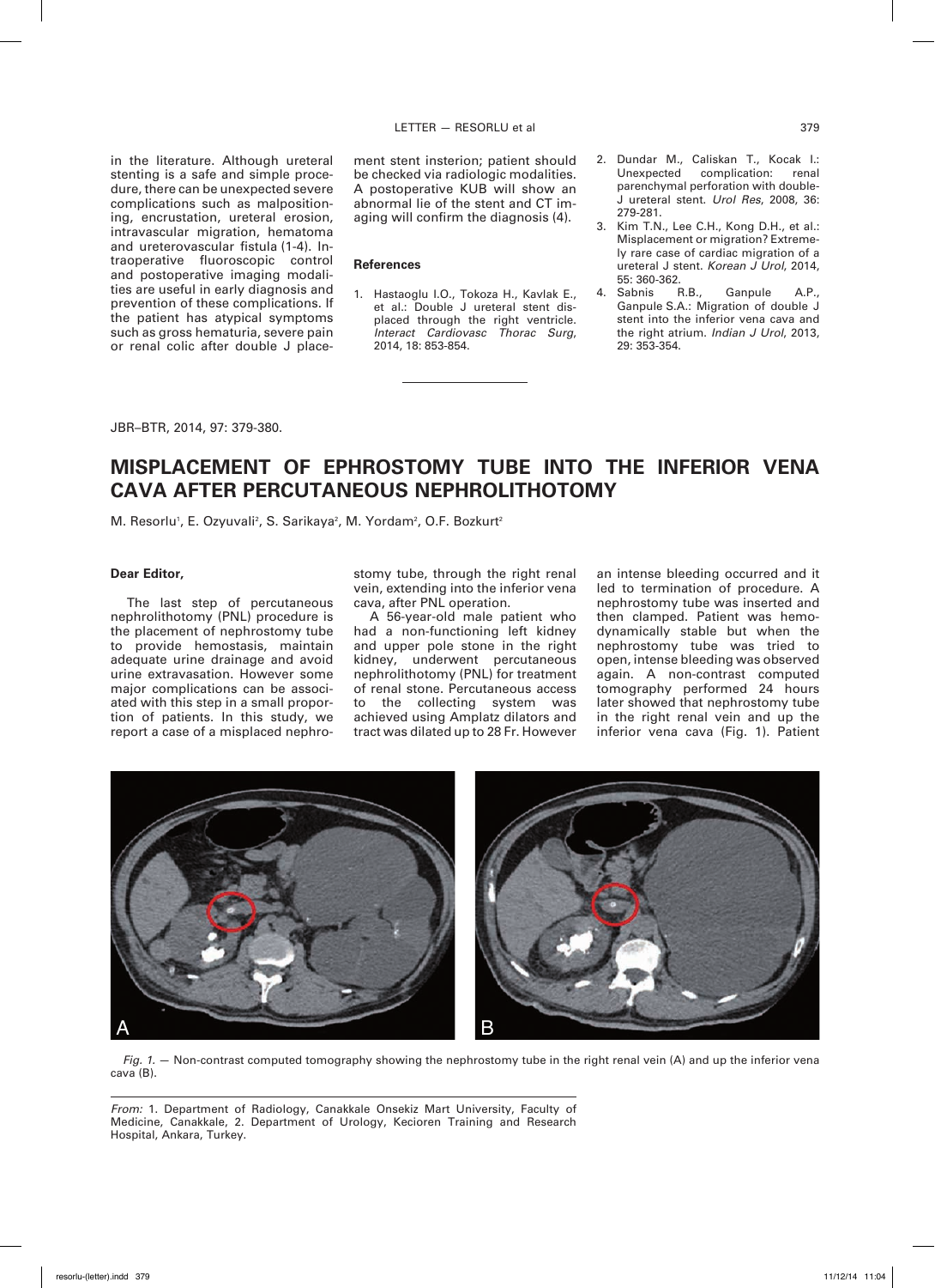in the literature. Although ureteral stenting is a safe and simple procedure, there can be unexpected severe complications such as malpositioning, encrustation, ureteral erosion, intravascular migration, hematoma and ureterovascular fistula (1-4). Intraoperative fluoroscopic control and postoperative imaging modalities are useful in early diagnosis and prevention of these complications. If the patient has atypical symptoms such as gross hematuria, severe pain or renal colic after double J placement stent insterion; patient should be checked via radiologic modalities. A postoperative KUB will show an abnormal lie of the stent and CT imaging will confirm the diagnosis (4).

## References

1. Hastaoglu I.O., Tokoza H., Kavlak E., et al.: Double J ureteral stent displaced through the right ventricle. *Interact Cardiovasc Thorac Surg*, 2014, 18: 853-854.
2. Dundar M., Caliskan T., Kocak I.: Unexpected complication: renal parenchymal perforation with double-J ureteral stent. *Urol Res*, 2008, 36: 279-281.
3. Kim T.N., Lee C.H., Kong D.H., et al.: Misplacement or migration? Extremely rare case of cardiac migration of a ureteral J stent. *Korean J Urol*, 2014, 55: 360-362.
4. Sabnis R.B., Ganpule A.P., Ganpule S.A.: Migration of double J stent into the inferior vena cava and the right atrium. *Indian J Urol*, 2013, 29: 353-354.

---

JBR–BTR, 2014, 97: 379-380.

# MISPLACEMENT OF EPHROSTOMY TUBE INTO THE INFERIOR VENA CAVA AFTER PERCUTANEOUS NEPHROLITHOTOMY

M. Resorlu[1], E. Ozyuvali[2], S. Sarikaya[2], M. Yordam[2], O.F. Bozkurt[2]

**Dear Editor,**

The last step of percutaneous nephrolithotomy (PNL) procedure is the placement of nephrostomy tube to provide hemostasis, maintain adequate urine drainage and avoid urine extravasation. However some major complications can be associated with this step in a small proportion of patients. In this study, we report a case of a misplaced nephrostomy tube, through the right renal vein, extending into the inferior vena cava, after PNL operation.

A 56-year-old male patient who had a non-functioning left kidney and upper pole stone in the right kidney, underwent percutaneous nephrolithotomy (PNL) for treatment of renal stone. Percutaneous access to the collecting system was achieved using Amplatz dilators and tract was dilated up to 28 Fr. However an intense bleeding occurred and it led to termination of procedure. A nephrostomy tube was inserted and then clamped. Patient was hemodynamically stable but when the nephrostomy tube was tried to open, intense bleeding was observed again. A non-contrast computed tomography performed 24 hours later showed that nephrostomy tube in the right renal vein and up the inferior vena cava (Fig. 1). Patient

*Fig. 1.* — Non-contrast computed tomography showing the nephrostomy tube in the right renal vein (A) and up the inferior vena cava (B).

*From:* 1. Department of Radiology, Canakkale Onsekiz Mart University, Faculty of Medicine, Canakkale, 2. Department of Urology, Kecioren Training and Research Hospital, Ankara, Turkey.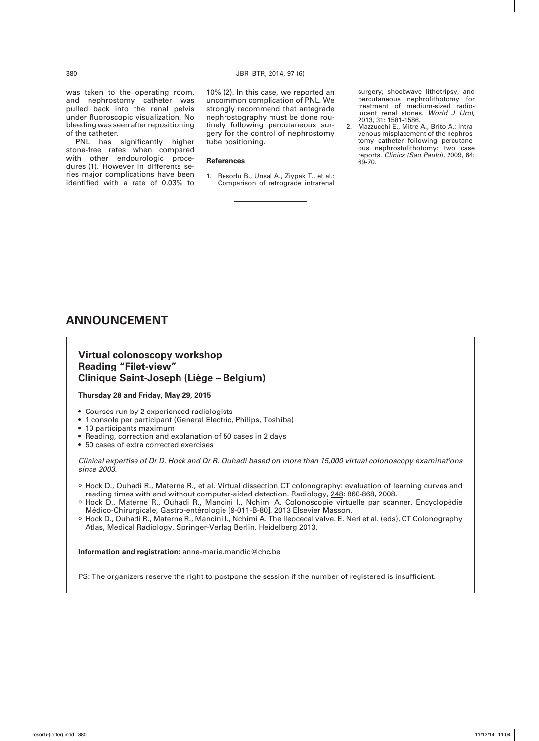was taken to the operating room, and nephrostomy catheter was pulled back into the renal pelvis under fluoroscopic visualization. No bleeding was seen after repositioning of the catheter.

PNL has significantly higher stone-free rates when compared with other endourologic procedures (1). However in differents series major complications have been identified with a rate of 0.03% to 10% (2). In this case, we reported an uncommon complication of PNL. We strongly recommend that antegrade nephrostography must be done routinely following percutaneous surgery for the control of nephrostomy tube positioning.

#### References

1. Resorlu B., Unsal A., Ziypak T., et al.: Comparison of retrograde intrarenal surgery, shockwave lithotripsy, and percutaneous nephrolithotomy for treatment of medium-sized radiolucent renal stones. *World J Urol*, 2013, 31: 1581-1586.
2. Mazzucchi E., Mitre A., Brito A.: Intravenous misplacement of the nephrostomy catheter following percutaneous nephrostolithotomy: two case reports. *Clinics (Sao Paulo)*, 2009, 64: 69-70.

## ANNOUNCEMENT

### Virtual colonoscopy workshop
### Reading "Filet-view"
### Clinique Saint-Joseph (Liège – Belgium)

**Thursday 28 and Friday, May 29, 2015**

- Courses run by 2 experienced radiologists
- 1 console per participant (General Electric, Philips, Toshiba)
- 10 participants maximum
- Reading, correction and explanation of 50 cases in 2 days
- 50 cases of extra corrected exercises

*Clinical expertise of Dr D. Hock and Dr R. Ouhadi based on more than 15,000 virtual colonoscopy examinations since 2003.*

- Hock D., Ouhadi R., Materne R., et al. Virtual dissection CT colonography: evaluation of learning curves and reading times with and without computer-aided detection. Radiology, 248: 860-868, 2008.
- Hock D., Materne R., Ouhadi R., Mancini I., Nchimi A. Colonoscopie virtuelle par scanner. Encyclopédie Médico-Chirurgicale, Gastro-entérologie [9-011-B-80]. 2013 Elsevier Masson.
- Hock D., Ouhadi R., Materne R., Mancini I., Nchimi A. The Ileocecal valve. E. Neri et al. (eds), CT Colonography Atlas, Medical Radiology, Springer-Verlag Berlin. Heidelberg 2013.

**Information and registration:** anne-marie.mandic@chc.be

PS: The organizers reserve the right to postpone the session if the number of registered is insufficient.